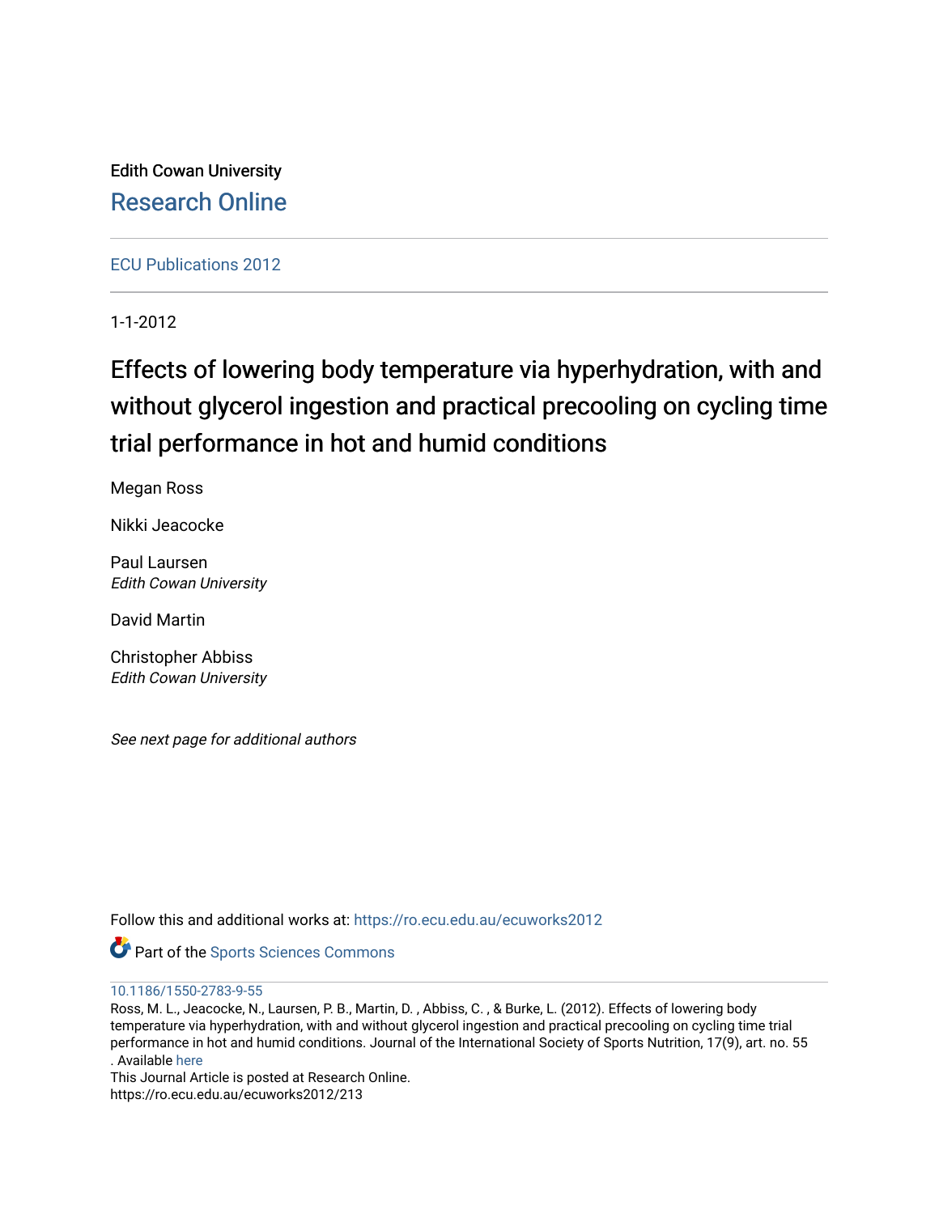Edith Cowan University

Research Online

ECU Publications 2012

1-1-2012

# Effects of lowering body temperature via hyperhydration, with and without glycerol ingestion and practical precooling on cycling time trial performance in hot and humid conditions

Megan Ross

Nikki Jeacocke

Paul Laursen
*Edith Cowan University*

David Martin

Christopher Abbiss
*Edith Cowan University*

*See next page for additional authors*

Follow this and additional works at: https://ro.ecu.edu.au/ecuworks2012

Part of the Sports Sciences Commons

10.1186/1550-2783-9-55

Ross, M. L., Jeacocke, N., Laursen, P. B., Martin, D. , Abbiss, C. , & Burke, L. (2012). Effects of lowering body temperature via hyperhydration, with and without glycerol ingestion and practical precooling on cycling time trial performance in hot and humid conditions. Journal of the International Society of Sports Nutrition, 17(9), art. no. 55 . Available here

This Journal Article is posted at Research Online.
https://ro.ecu.edu.au/ecuworks2012/213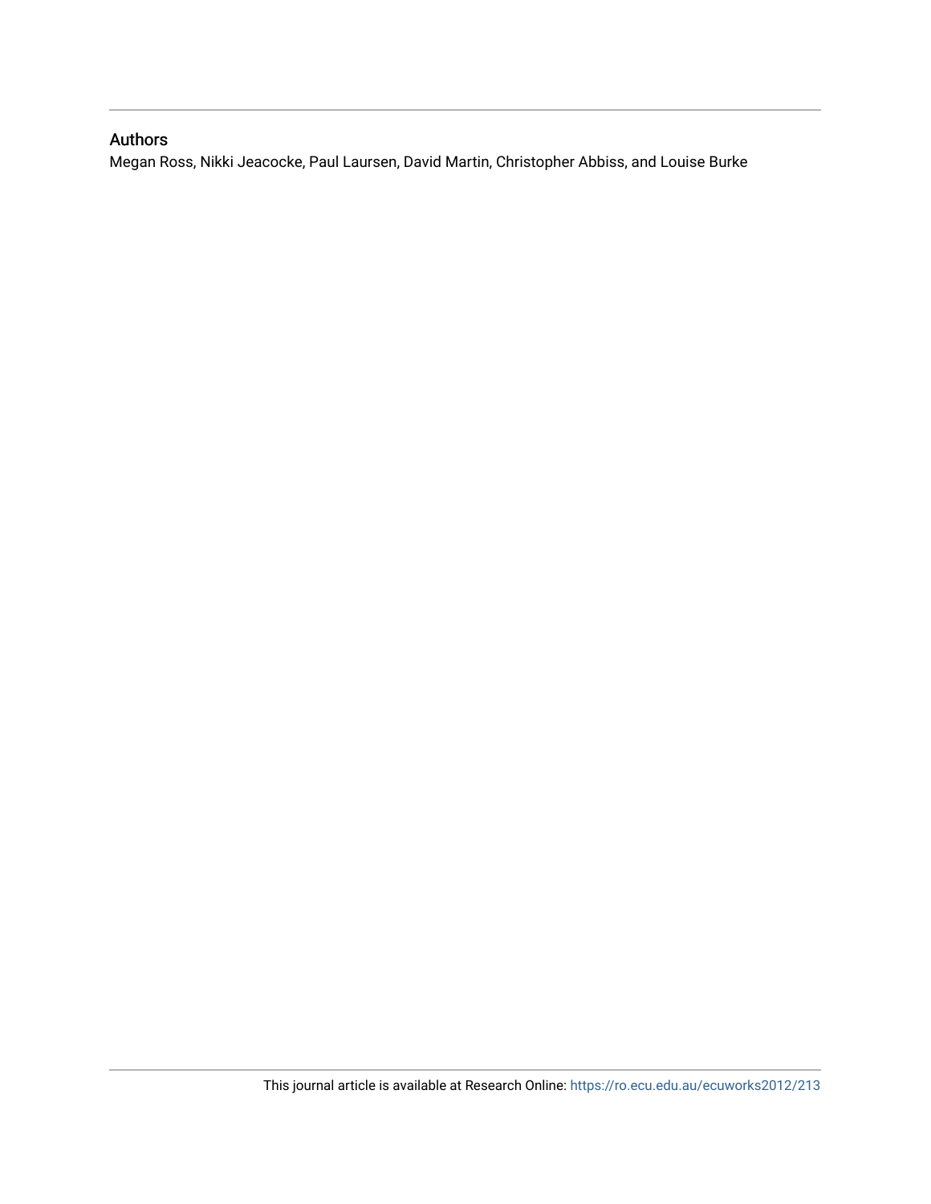## Authors

Megan Ross, Nikki Jeacocke, Paul Laursen, David Martin, Christopher Abbiss, and Louise Burke

This journal article is available at Research Online: https://ro.ecu.edu.au/ecuworks2012/213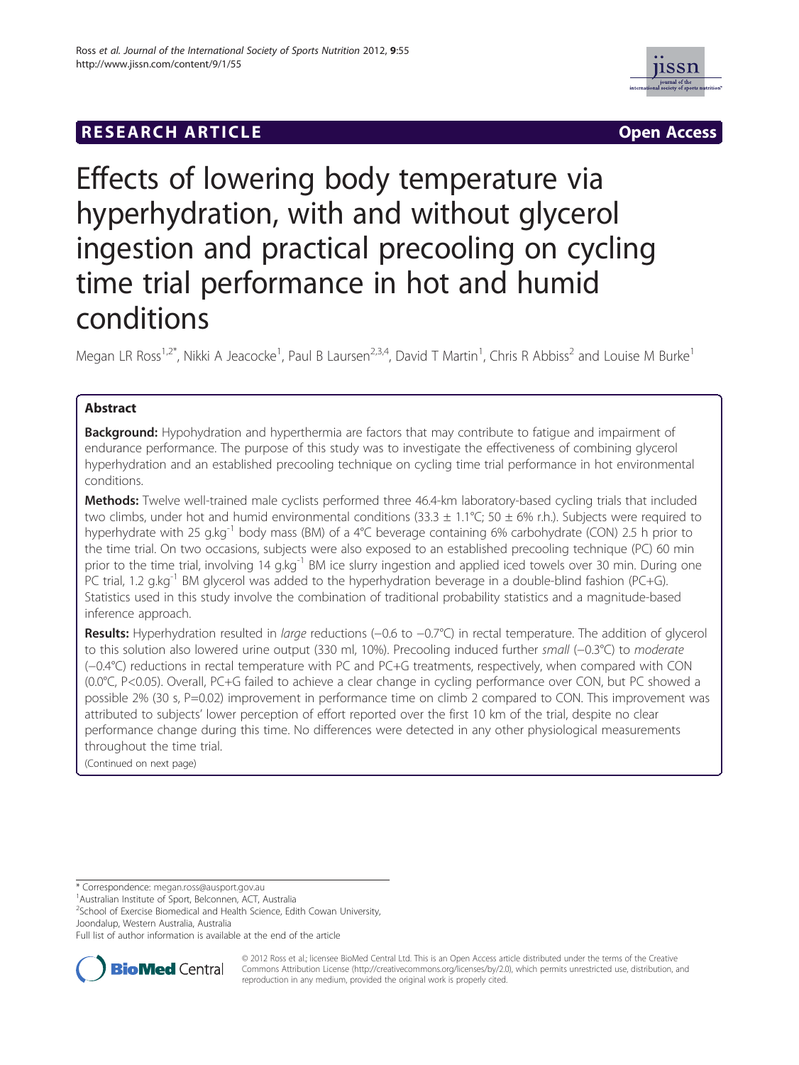# Effects of lowering body temperature via hyperhydration, with and without glycerol ingestion and practical precooling on cycling time trial performance in hot and humid conditions

Megan LR Ross[1,2*], Nikki A Jeacocke[1], Paul B Laursen[2,3,4], David T Martin[1], Chris R Abbiss[2] and Louise M Burke[1]

## Abstract

**Background:** Hypohydration and hyperthermia are factors that may contribute to fatigue and impairment of endurance performance. The purpose of this study was to investigate the effectiveness of combining glycerol hyperhydration and an established precooling technique on cycling time trial performance in hot environmental conditions.

**Methods:** Twelve well-trained male cyclists performed three 46.4-km laboratory-based cycling trials that included two climbs, under hot and humid environmental conditions (33.3 ± 1.1°C; 50 ± 6% r.h.). Subjects were required to hyperhydrate with 25 $g.kg^{-1}$ body mass (BM) of a 4°C beverage containing 6% carbohydrate (CON) 2.5 h prior to the time trial. On two occasions, subjects were also exposed to an established precooling technique (PC) 60 min prior to the time trial, involving 14 $g.kg^{-1}$ BM ice slurry ingestion and applied iced towels over 30 min. During one PC trial, 1.2 $g.kg^{-1}$ BM glycerol was added to the hyperhydration beverage in a double-blind fashion (PC+G). Statistics used in this study involve the combination of traditional probability statistics and a magnitude-based inference approach.

**Results:** Hyperhydration resulted in *large* reductions (−0.6 to −0.7°C) in rectal temperature. The addition of glycerol to this solution also lowered urine output (330 ml, 10%). Precooling induced further *small* (−0.3°C) to *moderate* (−0.4°C) reductions in rectal temperature with PC and PC+G treatments, respectively, when compared with CON (0.0°C, P<0.05). Overall, PC+G failed to achieve a clear change in cycling performance over CON, but PC showed a possible 2% (30 s, P=0.02) improvement in performance time on climb 2 compared to CON. This improvement was attributed to subjects' lower perception of effort reported over the first 10 km of the trial, despite no clear performance change during this time. No differences were detected in any other physiological measurements throughout the time trial.

(Continued on next page)

\* Correspondence: megan.ross@ausport.gov.au

[1]Australian Institute of Sport, Belconnen, ACT, Australia

[2]School of Exercise Biomedical and Health Science, Edith Cowan University, Joondalup, Western Australia, Australia

Full list of author information is available at the end of the article

© 2012 Ross et al.; licensee BioMed Central Ltd. This is an Open Access article distributed under the terms of the Creative Commons Attribution License (http://creativecommons.org/licenses/by/2.0), which permits unrestricted use, distribution, and reproduction in any medium, provided the original work is properly cited.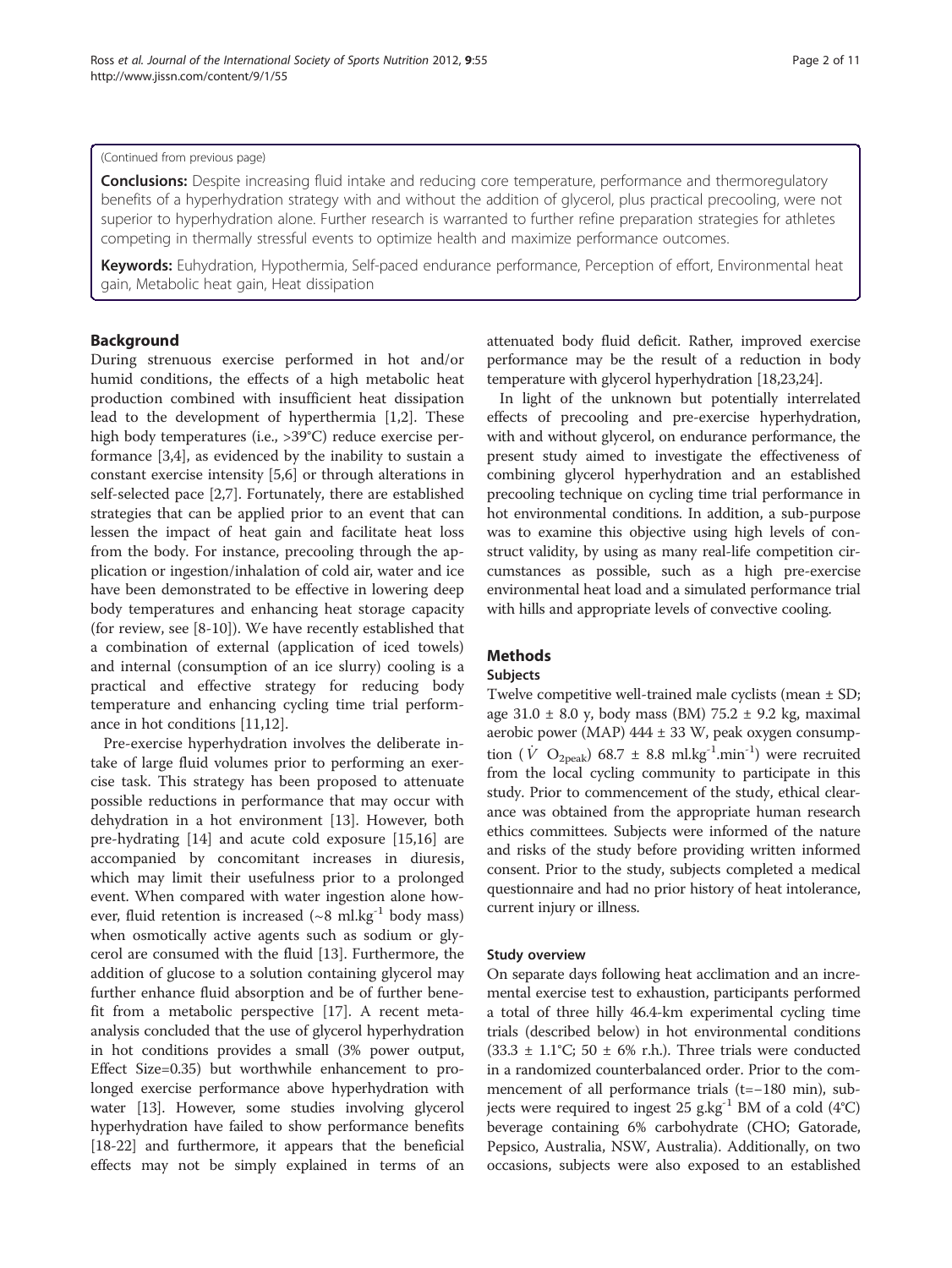(Continued from previous page)

**Conclusions:** Despite increasing fluid intake and reducing core temperature, performance and thermoregulatory benefits of a hyperhydration strategy with and without the addition of glycerol, plus practical precooling, were not superior to hyperhydration alone. Further research is warranted to further refine preparation strategies for athletes competing in thermally stressful events to optimize health and maximize performance outcomes.

**Keywords:** Euhydration, Hypothermia, Self-paced endurance performance, Perception of effort, Environmental heat gain, Metabolic heat gain, Heat dissipation

## Background

During strenuous exercise performed in hot and/or humid conditions, the effects of a high metabolic heat production combined with insufficient heat dissipation lead to the development of hyperthermia [1,2]. These high body temperatures (i.e., >39°C) reduce exercise performance [3,4], as evidenced by the inability to sustain a constant exercise intensity [5,6] or through alterations in self-selected pace [2,7]. Fortunately, there are established strategies that can be applied prior to an event that can lessen the impact of heat gain and facilitate heat loss from the body. For instance, precooling through the application or ingestion/inhalation of cold air, water and ice have been demonstrated to be effective in lowering deep body temperatures and enhancing heat storage capacity (for review, see [8-10]). We have recently established that a combination of external (application of iced towels) and internal (consumption of an ice slurry) cooling is a practical and effective strategy for reducing body temperature and enhancing cycling time trial performance in hot conditions [11,12].

Pre-exercise hyperhydration involves the deliberate intake of large fluid volumes prior to performing an exercise task. This strategy has been proposed to attenuate possible reductions in performance that may occur with dehydration in a hot environment [13]. However, both pre-hydrating [14] and acute cold exposure [15,16] are accompanied by concomitant increases in diuresis, which may limit their usefulness prior to a prolonged event. When compared with water ingestion alone however, fluid retention is increased (~8 ml.kg$^{-1}$ body mass) when osmotically active agents such as sodium or glycerol are consumed with the fluid [13]. Furthermore, the addition of glucose to a solution containing glycerol may further enhance fluid absorption and be of further benefit from a metabolic perspective [17]. A recent meta-analysis concluded that the use of glycerol hyperhydration in hot conditions provides a small (3% power output, Effect Size=0.35) but worthwhile enhancement to prolonged exercise performance above hyperhydration with water [13]. However, some studies involving glycerol hyperhydration have failed to show performance benefits [18-22] and furthermore, it appears that the beneficial effects may not be simply explained in terms of an attenuated body fluid deficit. Rather, improved exercise performance may be the result of a reduction in body temperature with glycerol hyperhydration [18,23,24].

In light of the unknown but potentially interrelated effects of precooling and pre-exercise hyperhydration, with and without glycerol, on endurance performance, the present study aimed to investigate the effectiveness of combining glycerol hyperhydration and an established precooling technique on cycling time trial performance in hot environmental conditions. In addition, a sub-purpose was to examine this objective using high levels of construct validity, by using as many real-life competition circumstances as possible, such as a high pre-exercise environmental heat load and a simulated performance trial with hills and appropriate levels of convective cooling.

## Methods

### Subjects

Twelve competitive well-trained male cyclists (mean ± SD; age 31.0 ± 8.0 y, body mass (BM) 75.2 ± 9.2 kg, maximal aerobic power (MAP) 444 ± 33 W, peak oxygen consumption ($\dot{V}O_{2peak}$) 68.7 ± 8.8 ml.kg$^{-1}$.min$^{-1}$) were recruited from the local cycling community to participate in this study. Prior to commencement of the study, ethical clearance was obtained from the appropriate human research ethics committees. Subjects were informed of the nature and risks of the study before providing written informed consent. Prior to the study, subjects completed a medical questionnaire and had no prior history of heat intolerance, current injury or illness.

### Study overview

On separate days following heat acclimation and an incremental exercise test to exhaustion, participants performed a total of three hilly 46.4-km experimental cycling time trials (described below) in hot environmental conditions (33.3 ± 1.1°C; 50 ± 6% r.h.). Three trials were conducted in a randomized counterbalanced order. Prior to the commencement of all performance trials (t=−180 min), subjects were required to ingest 25 g.kg$^{-1}$ BM of a cold (4°C) beverage containing 6% carbohydrate (CHO; Gatorade, Pepsico, Australia, NSW, Australia). Additionally, on two occasions, subjects were also exposed to an established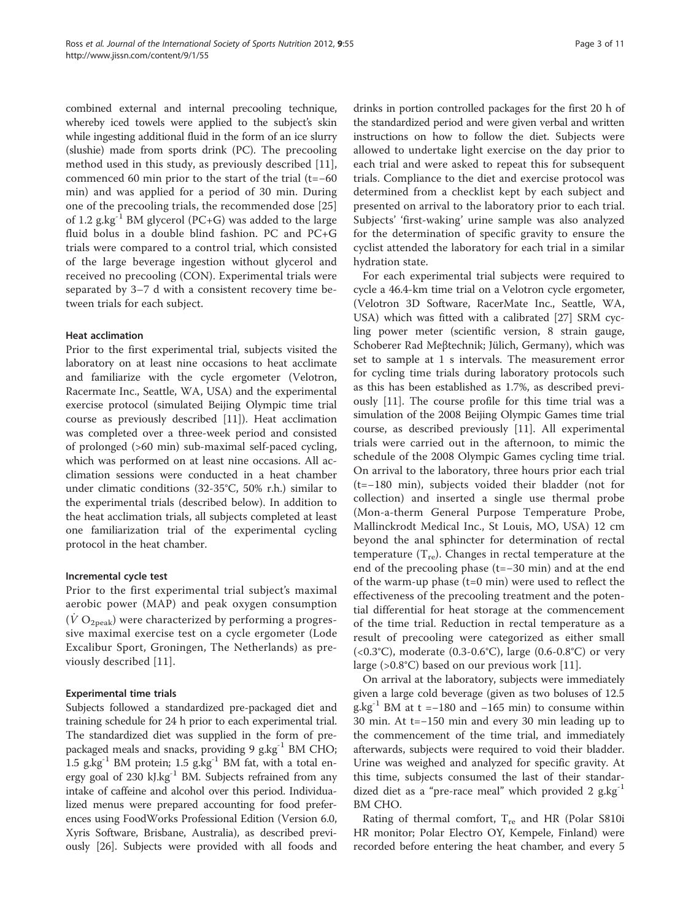combined external and internal precooling technique, whereby iced towels were applied to the subject's skin while ingesting additional fluid in the form of an ice slurry (slushie) made from sports drink (PC). The precooling method used in this study, as previously described [11], commenced 60 min prior to the start of the trial (t=−60 min) and was applied for a period of 30 min. During one of the precooling trials, the recommended dose [25] of 1.2 g.kg$^{-1}$ BM glycerol (PC+G) was added to the large fluid bolus in a double blind fashion. PC and PC+G trials were compared to a control trial, which consisted of the large beverage ingestion without glycerol and received no precooling (CON). Experimental trials were separated by 3–7 d with a consistent recovery time between trials for each subject.

#### Heat acclimation

Prior to the first experimental trial, subjects visited the laboratory on at least nine occasions to heat acclimate and familiarize with the cycle ergometer (Velotron, Racermate Inc., Seattle, WA, USA) and the experimental exercise protocol (simulated Beijing Olympic time trial course as previously described [11]). Heat acclimation was completed over a three-week period and consisted of prolonged (>60 min) sub-maximal self-paced cycling, which was performed on at least nine occasions. All acclimation sessions were conducted in a heat chamber under climatic conditions (32-35°C, 50% r.h.) similar to the experimental trials (described below). In addition to the heat acclimation trials, all subjects completed at least one familiarization trial of the experimental cycling protocol in the heat chamber.

#### Incremental cycle test

Prior to the first experimental trial subject's maximal aerobic power (MAP) and peak oxygen consumption ($\dot{V}\ O_{2peak}$) were characterized by performing a progressive maximal exercise test on a cycle ergometer (Lode Excalibur Sport, Groningen, The Netherlands) as previously described [11].

#### Experimental time trials

Subjects followed a standardized pre-packaged diet and training schedule for 24 h prior to each experimental trial. The standardized diet was supplied in the form of pre-packaged meals and snacks, providing 9 g.kg$^{-1}$ BM CHO; 1.5 g.kg$^{-1}$ BM protein; 1.5 g.kg$^{-1}$ BM fat, with a total energy goal of 230 kJ.kg$^{-1}$ BM. Subjects refrained from any intake of caffeine and alcohol over this period. Individualized menus were prepared accounting for food preferences using FoodWorks Professional Edition (Version 6.0, Xyris Software, Brisbane, Australia), as described previously [26]. Subjects were provided with all foods and drinks in portion controlled packages for the first 20 h of the standardized period and were given verbal and written instructions on how to follow the diet. Subjects were allowed to undertake light exercise on the day prior to each trial and were asked to repeat this for subsequent trials. Compliance to the diet and exercise protocol was determined from a checklist kept by each subject and presented on arrival to the laboratory prior to each trial. Subjects' 'first-waking' urine sample was also analyzed for the determination of specific gravity to ensure the cyclist attended the laboratory for each trial in a similar hydration state.

For each experimental trial subjects were required to cycle a 46.4-km time trial on a Velotron cycle ergometer, (Velotron 3D Software, RacerMate Inc., Seattle, WA, USA) which was fitted with a calibrated [27] SRM cycling power meter (scientific version, 8 strain gauge, Schoberer Rad Meβtechnik; Jülich, Germany), which was set to sample at 1 s intervals. The measurement error for cycling time trials during laboratory protocols such as this has been established as 1.7%, as described previously [11]. The course profile for this time trial was a simulation of the 2008 Beijing Olympic Games time trial course, as described previously [11]. All experimental trials were carried out in the afternoon, to mimic the schedule of the 2008 Olympic Games cycling time trial. On arrival to the laboratory, three hours prior each trial (t=−180 min), subjects voided their bladder (not for collection) and inserted a single use thermal probe (Mon-a-therm General Purpose Temperature Probe, Mallinckrodt Medical Inc., St Louis, MO, USA) 12 cm beyond the anal sphincter for determination of rectal temperature ($T_{re}$). Changes in rectal temperature at the end of the precooling phase (t=−30 min) and at the end of the warm-up phase (t=0 min) were used to reflect the effectiveness of the precooling treatment and the potential differential for heat storage at the commencement of the time trial. Reduction in rectal temperature as a result of precooling were categorized as either small (<0.3°C), moderate (0.3-0.6°C), large (0.6-0.8°C) or very large (>0.8°C) based on our previous work [11].

On arrival at the laboratory, subjects were immediately given a large cold beverage (given as two boluses of 12.5 g.kg$^{-1}$ BM at t =−180 and −165 min) to consume within 30 min. At t=−150 min and every 30 min leading up to the commencement of the time trial, and immediately afterwards, subjects were required to void their bladder. Urine was weighed and analyzed for specific gravity. At this time, subjects consumed the last of their standardized diet as a "pre-race meal" which provided 2 g.kg$^{-1}$ BM CHO.

Rating of thermal comfort, $T_{re}$ and HR (Polar S810i HR monitor; Polar Electro OY, Kempele, Finland) were recorded before entering the heat chamber, and every 5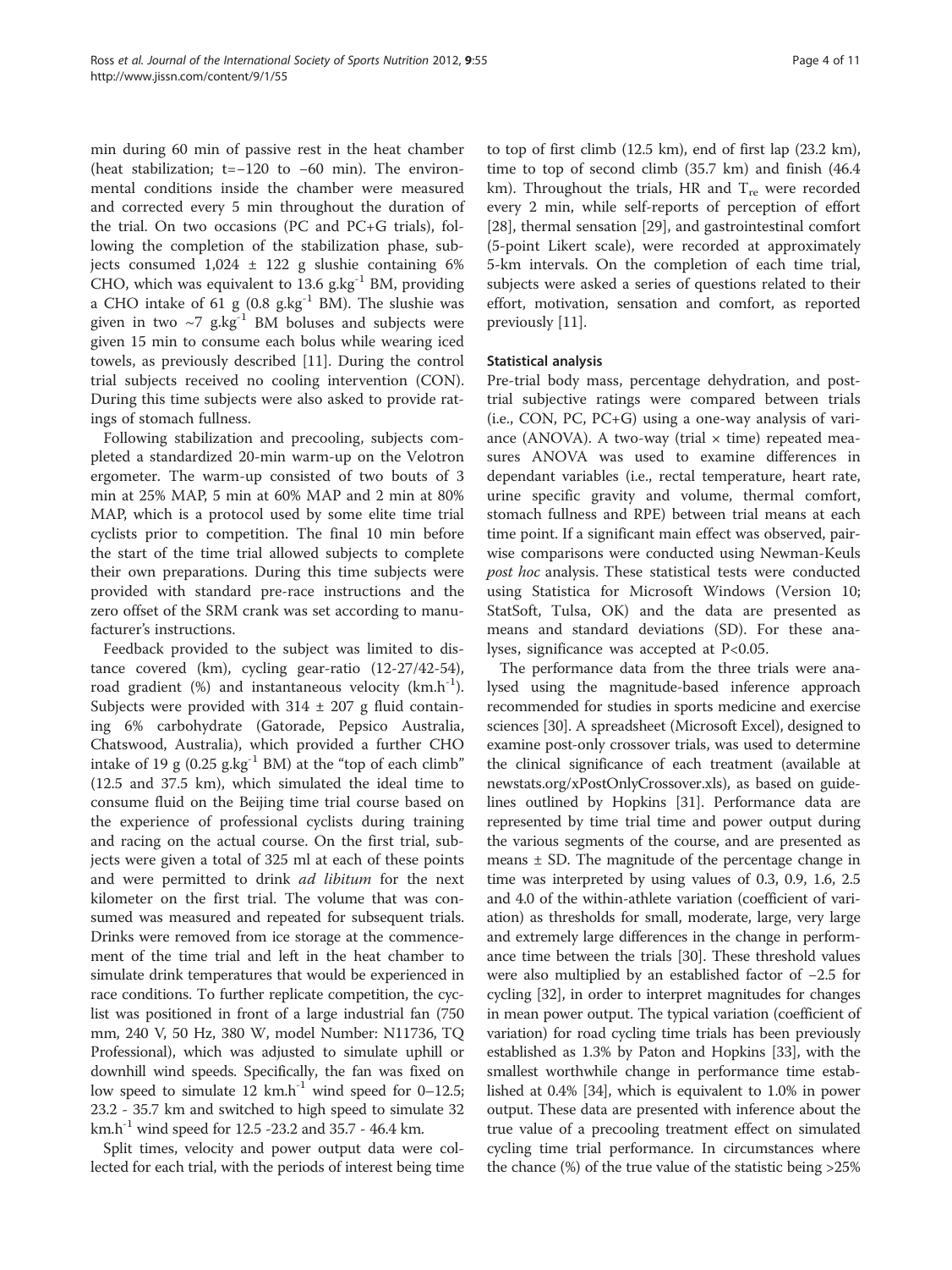min during 60 min of passive rest in the heat chamber (heat stabilization; t=−120 to −60 min). The environmental conditions inside the chamber were measured and corrected every 5 min throughout the duration of the trial. On two occasions (PC and PC+G trials), following the completion of the stabilization phase, subjects consumed 1,024 ± 122 g slushie containing 6% CHO, which was equivalent to 13.6 $g.kg^{-1}$ BM, providing a CHO intake of 61 g (0.8 $g.kg^{-1}$ BM). The slushie was given in two ~7 $g.kg^{-1}$ BM boluses and subjects were given 15 min to consume each bolus while wearing iced towels, as previously described [11]. During the control trial subjects received no cooling intervention (CON). During this time subjects were also asked to provide ratings of stomach fullness.

Following stabilization and precooling, subjects completed a standardized 20-min warm-up on the Velotron ergometer. The warm-up consisted of two bouts of 3 min at 25% MAP, 5 min at 60% MAP and 2 min at 80% MAP, which is a protocol used by some elite time trial cyclists prior to competition. The final 10 min before the start of the time trial allowed subjects to complete their own preparations. During this time subjects were provided with standard pre-race instructions and the zero offset of the SRM crank was set according to manufacturer's instructions.

Feedback provided to the subject was limited to distance covered (km), cycling gear-ratio (12-27/42-54), road gradient (%) and instantaneous velocity ($km.h^{-1}$). Subjects were provided with 314 ± 207 g fluid containing 6% carbohydrate (Gatorade, Pepsico Australia, Chatswood, Australia), which provided a further CHO intake of 19 g (0.25 $g.kg^{-1}$ BM) at the "top of each climb" (12.5 and 37.5 km), which simulated the ideal time to consume fluid on the Beijing time trial course based on the experience of professional cyclists during training and racing on the actual course. On the first trial, subjects were given a total of 325 ml at each of these points and were permitted to drink *ad libitum* for the next kilometer on the first trial. The volume that was consumed was measured and repeated for subsequent trials. Drinks were removed from ice storage at the commencement of the time trial and left in the heat chamber to simulate drink temperatures that would be experienced in race conditions. To further replicate competition, the cyclist was positioned in front of a large industrial fan (750 mm, 240 V, 50 Hz, 380 W, model Number: N11736, TQ Professional), which was adjusted to simulate uphill or downhill wind speeds. Specifically, the fan was fixed on low speed to simulate 12 $km.h^{-1}$ wind speed for 0–12.5; 23.2 - 35.7 km and switched to high speed to simulate 32 $km.h^{-1}$ wind speed for 12.5 -23.2 and 35.7 - 46.4 km.

Split times, velocity and power output data were collected for each trial, with the periods of interest being time to top of first climb (12.5 km), end of first lap (23.2 km), time to top of second climb (35.7 km) and finish (46.4 km). Throughout the trials, HR and $T_{re}$ were recorded every 2 min, while self-reports of perception of effort [28], thermal sensation [29], and gastrointestinal comfort (5-point Likert scale), were recorded at approximately 5-km intervals. On the completion of each time trial, subjects were asked a series of questions related to their effort, motivation, sensation and comfort, as reported previously [11].

### Statistical analysis

Pre-trial body mass, percentage dehydration, and post-trial subjective ratings were compared between trials (i.e., CON, PC, PC+G) using a one-way analysis of variance (ANOVA). A two-way (trial × time) repeated measures ANOVA was used to examine differences in dependant variables (i.e., rectal temperature, heart rate, urine specific gravity and volume, thermal comfort, stomach fullness and RPE) between trial means at each time point. If a significant main effect was observed, pairwise comparisons were conducted using Newman-Keuls *post hoc* analysis. These statistical tests were conducted using Statistica for Microsoft Windows (Version 10; StatSoft, Tulsa, OK) and the data are presented as means and standard deviations (SD). For these analyses, significance was accepted at P<0.05.

The performance data from the three trials were analysed using the magnitude-based inference approach recommended for studies in sports medicine and exercise sciences [30]. A spreadsheet (Microsoft Excel), designed to examine post-only crossover trials, was used to determine the clinical significance of each treatment (available at newstats.org/xPostOnlyCrossover.xls), as based on guidelines outlined by Hopkins [31]. Performance data are represented by time trial time and power output during the various segments of the course, and are presented as means ± SD. The magnitude of the percentage change in time was interpreted by using values of 0.3, 0.9, 1.6, 2.5 and 4.0 of the within-athlete variation (coefficient of variation) as thresholds for small, moderate, large, very large and extremely large differences in the change in performance time between the trials [30]. These threshold values were also multiplied by an established factor of −2.5 for cycling [32], in order to interpret magnitudes for changes in mean power output. The typical variation (coefficient of variation) for road cycling time trials has been previously established as 1.3% by Paton and Hopkins [33], with the smallest worthwhile change in performance time established at 0.4% [34], which is equivalent to 1.0% in power output. These data are presented with inference about the true value of a precooling treatment effect on simulated cycling time trial performance. In circumstances where the chance (%) of the true value of the statistic being >25%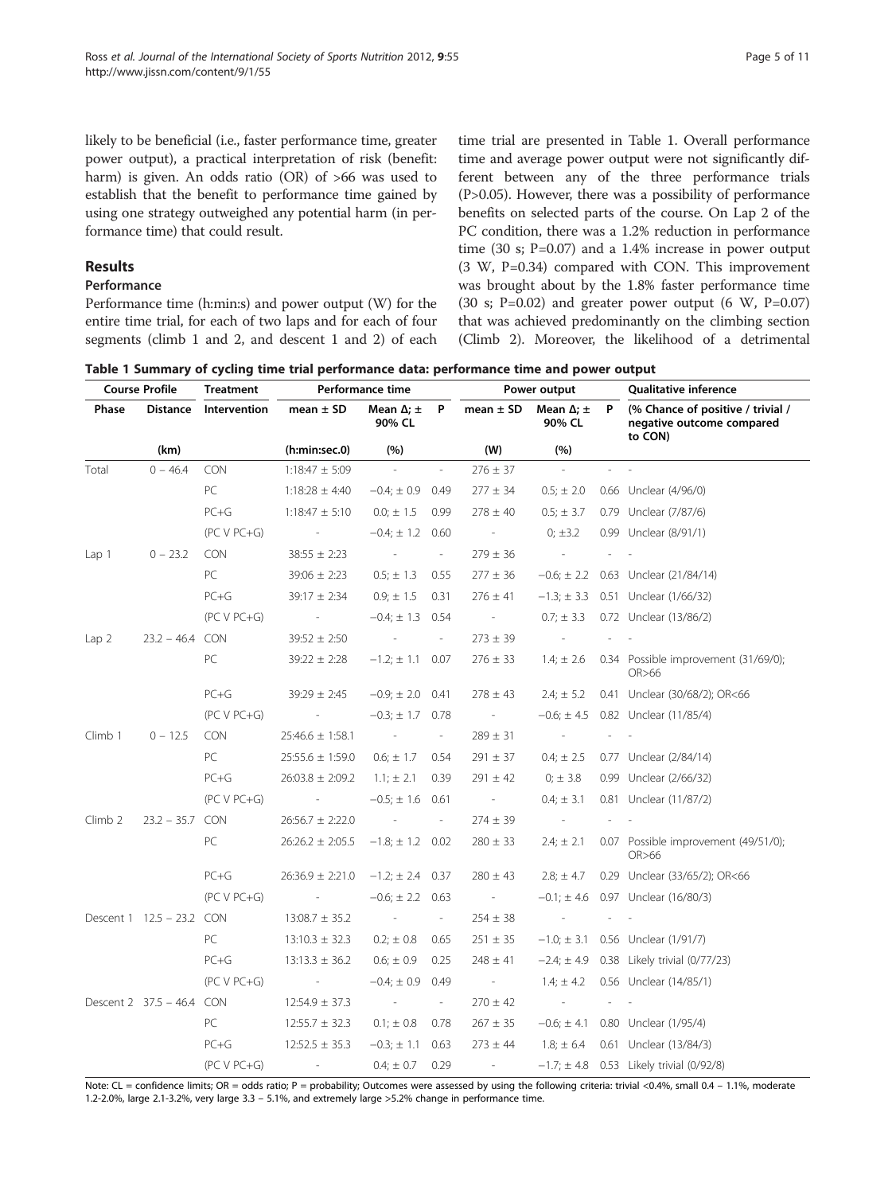likely to be beneficial (i.e., faster performance time, greater power output), a practical interpretation of risk (benefit: harm) is given. An odds ratio (OR) of >66 was used to establish that the benefit to performance time gained by using one strategy outweighed any potential harm (in performance time) that could result.

## Results

### Performance

Performance time (h:min:s) and power output (W) for the entire time trial, for each of two laps and for each of four segments (climb 1 and 2, and descent 1 and 2) of each time trial are presented in Table 1. Overall performance time and average power output were not significantly different between any of the three performance trials (P>0.05). However, there was a possibility of performance benefits on selected parts of the course. On Lap 2 of the PC condition, there was a 1.2% reduction in performance time (30 s; P=0.07) and a 1.4% increase in power output (3 W, P=0.34) compared with CON. This improvement was brought about by the 1.8% faster performance time (30 s; P=0.02) and greater power output (6 W, P=0.07) that was achieved predominantly on the climbing section (Climb 2). Moreover, the likelihood of a detrimental

**Table 1 Summary of cycling time trial performance data: performance time and power output**

| Course Profile | | Treatment | Performance time | | | Power output | | | Qualitative inference |
|---|---|---|---|---|---|---|---|---|---|
| Phase | Distance | Intervention | mean ± SD | Mean Δ; ± 90% CL | P | mean ± SD | Mean Δ; ± 90% CL | P | (% Chance of positive / trivial / negative outcome compared to CON) |
| | (km) | | (h:min:sec.0) | (%) | | (W) | (%) | | |
| Total | 0 – 46.4 | CON | 1:18:47 ± 5:09 | - | - | 276 ± 37 | - | - | - |
| | | PC | 1:18:28 ± 4:40 | −0.4; ± 0.9 | 0.49 | 277 ± 34 | 0.5; ± 2.0 | 0.66 | Unclear (4/96/0) |
| | | PC+G | 1:18:47 ± 5:10 | 0.0; ± 1.5 | 0.99 | 278 ± 40 | 0.5; ± 3.7 | 0.79 | Unclear (7/87/6) |
| | | (PC V PC+G) | - | −0.4; ± 1.2 | 0.60 | - | 0; ±3.2 | 0.99 | Unclear (8/91/1) |
| Lap 1 | 0 – 23.2 | CON | 38:55 ± 2:23 | - | - | 279 ± 36 | - | - | - |
| | | PC | 39:06 ± 2:23 | 0.5; ± 1.3 | 0.55 | 277 ± 36 | −0.6; ± 2.2 | 0.63 | Unclear (21/84/14) |
| | | PC+G | 39:17 ± 2:34 | 0.9; ± 1.5 | 0.31 | 276 ± 41 | −1.3; ± 3.3 | 0.51 | Unclear (1/66/32) |
| | | (PC V PC+G) | - | −0.4; ± 1.3 | 0.54 | - | 0.7; ± 3.3 | 0.72 | Unclear (13/86/2) |
| Lap 2 | 23.2 – 46.4 | CON | 39:52 ± 2:50 | - | - | 273 ± 39 | - | - | - |
| | | PC | 39:22 ± 2:28 | −1.2; ± 1.1 | 0.07 | 276 ± 33 | 1.4; ± 2.6 | 0.34 | Possible improvement (31/69/0); OR>66 |
| | | PC+G | 39:29 ± 2:45 | −0.9; ± 2.0 | 0.41 | 278 ± 43 | 2.4; ± 5.2 | 0.41 | Unclear (30/68/2); OR<66 |
| | | (PC V PC+G) | - | −0.3; ± 1.7 | 0.78 | - | −0.6; ± 4.5 | 0.82 | Unclear (11/85/4) |
| Climb 1 | 0 – 12.5 | CON | 25:46.6 ± 1:58.1 | - | - | 289 ± 31 | - | - | - |
| | | PC | 25:55.6 ± 1:59.0 | 0.6; ± 1.7 | 0.54 | 291 ± 37 | 0.4; ± 2.5 | 0.77 | Unclear (2/84/14) |
| | | PC+G | 26:03.8 ± 2:09.2 | 1.1; ± 2.1 | 0.39 | 291 ± 42 | 0; ± 3.8 | 0.99 | Unclear (2/66/32) |
| | | (PC V PC+G) | - | −0.5; ± 1.6 | 0.61 | - | 0.4; ± 3.1 | 0.81 | Unclear (11/87/2) |
| Climb 2 | 23.2 – 35.7 | CON | 26:56.7 ± 2:22.0 | - | - | 274 ± 39 | - | - | - |
| | | PC | 26:26.2 ± 2:05.5 | −1.8; ± 1.2 | 0.02 | 280 ± 33 | 2.4; ± 2.1 | 0.07 | Possible improvement (49/51/0); OR>66 |
| | | PC+G | 26:36.9 ± 2:21.0 | −1.2; ± 2.4 | 0.37 | 280 ± 43 | 2.8; ± 4.7 | 0.29 | Unclear (33/65/2); OR<66 |
| | | (PC V PC+G) | - | −0.6; ± 2.2 | 0.63 | - | −0.1; ± 4.6 | 0.97 | Unclear (16/80/3) |
| Descent 1 | 12.5 – 23.2 | CON | 13:08.7 ± 35.2 | - | - | 254 ± 38 | - | - | - |
| | | PC | 13:10.3 ± 32.3 | 0.2; ± 0.8 | 0.65 | 251 ± 35 | −1.0; ± 3.1 | 0.56 | Unclear (1/91/7) |
| | | PC+G | 13:13.3 ± 36.2 | 0.6; ± 0.9 | 0.25 | 248 ± 41 | −2.4; ± 4.9 | 0.38 | Likely trivial (0/77/23) |
| | | (PC V PC+G) | - | −0.4; ± 0.9 | 0.49 | - | 1.4; ± 4.2 | 0.56 | Unclear (14/85/1) |
| Descent 2 | 37.5 – 46.4 | CON | 12:54.9 ± 37.3 | - | - | 270 ± 42 | - | - | - |
| | | PC | 12:55.7 ± 32.3 | 0.1; ± 0.8 | 0.78 | 267 ± 35 | −0.6; ± 4.1 | 0.80 | Unclear (1/95/4) |
| | | PC+G | 12:52.5 ± 35.3 | −0.3; ± 1.1 | 0.63 | 273 ± 44 | 1.8; ± 6.4 | 0.61 | Unclear (13/84/3) |
| | | (PC V PC+G) | - | 0.4; ± 0.7 | 0.29 | - | −1.7; ± 4.8 | 0.53 | Likely trivial (0/92/8) |

Note: CL = confidence limits; OR = odds ratio; P = probability; Outcomes were assessed by using the following criteria: trivial <0.4%, small 0.4 – 1.1%, moderate 1.2-2.0%, large 2.1-3.2%, very large 3.3 – 5.1%, and extremely large >5.2% change in performance time.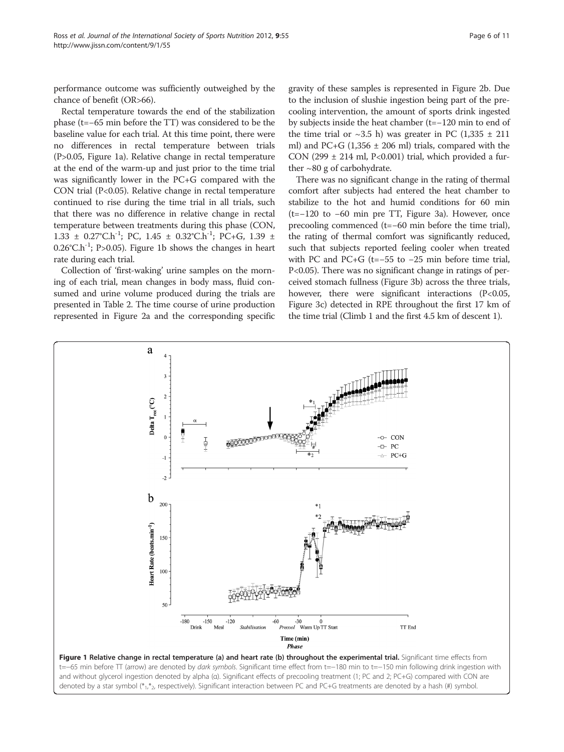performance outcome was sufficiently outweighed by the chance of benefit (OR>66).

Rectal temperature towards the end of the stabilization phase (t=−65 min before the TT) was considered to be the baseline value for each trial. At this time point, there were no differences in rectal temperature between trials (P>0.05, Figure 1a). Relative change in rectal temperature at the end of the warm-up and just prior to the time trial was significantly lower in the PC+G compared with the CON trial (P<0.05). Relative change in rectal temperature continued to rise during the time trial in all trials, such that there was no difference in relative change in rectal temperature between treatments during this phase (CON, 1.33 ± 0.27°C.h$^{-1}$; PC, 1.45 ± 0.32°C.h$^{-1}$; PC+G, 1.39 ± 0.26°C.h$^{-1}$; P>0.05). Figure 1b shows the changes in heart rate during each trial.

Collection of 'first-waking' urine samples on the morning of each trial, mean changes in body mass, fluid consumed and urine volume produced during the trials are presented in Table 2. The time course of urine production represented in Figure 2a and the corresponding specific gravity of these samples is represented in Figure 2b. Due to the inclusion of slushie ingestion being part of the precooling intervention, the amount of sports drink ingested by subjects inside the heat chamber (t=−120 min to end of the time trial or ~3.5 h) was greater in PC (1,335 ± 211 ml) and PC+G (1,356 ± 206 ml) trials, compared with the CON (299 ± 214 ml, P<0.001) trial, which provided a further ~80 g of carbohydrate.

There was no significant change in the rating of thermal comfort after subjects had entered the heat chamber to stabilize to the hot and humid conditions for 60 min (t=−120 to −60 min pre TT, Figure 3a). However, once precooling commenced (t=−60 min before the time trial), the rating of thermal comfort was significantly reduced, such that subjects reported feeling cooler when treated with PC and PC+G (t=−55 to −25 min before time trial, P<0.05). There was no significant change in ratings of perceived stomach fullness (Figure 3b) across the three trials, however, there were significant interactions (P<0.05, Figure 3c) detected in RPE throughout the first 17 km of the time trial (Climb 1 and the first 4.5 km of descent 1).

**Figure 1 Relative change in rectal temperature (a) and heart rate (b) throughout the experimental trial.** Significant time effects from t=−65 min before TT (arrow) are denoted by *dark symbols*. Significant time effect from t=−180 min to t=−150 min following drink ingestion with and without glycerol ingestion denoted by alpha (α). Significant effects of precooling treatment (1; PC and 2; PC+G) compared with CON are denoted by a star symbol (*$_1$,*$_2$, respectively). Significant interaction between PC and PC+G treatments are denoted by a hash (#) symbol.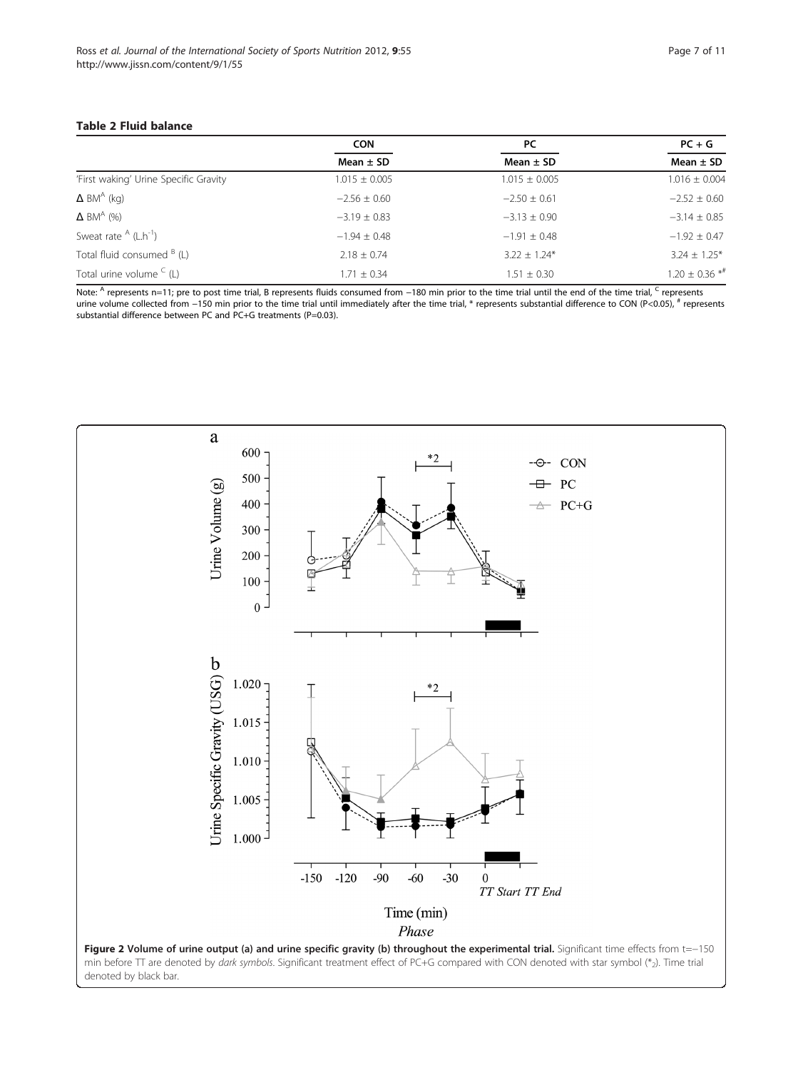**Table 2 Fluid balance**

| | CON | PC | PC + G |
|---|---|---|---|
| | Mean ± SD | Mean ± SD | Mean ± SD |
| 'First waking' Urine Specific Gravity | 1.015 ± 0.005 | 1.015 ± 0.005 | 1.016 ± 0.004 |
| Δ BM[A] (kg) | −2.56 ± 0.60 | −2.50 ± 0.61 | −2.52 ± 0.60 |
| Δ BM[A] (%) | −3.19 ± 0.83 | −3.13 ± 0.90 | −3.14 ± 0.85 |
| Sweat rate [A] ($L.h^{-1}$) | −1.94 ± 0.48 | −1.91 ± 0.48 | −1.92 ± 0.47 |
| Total fluid consumed [B] (L) | 2.18 ± 0.74 | 3.22 ± 1.24* | 3.24 ± 1.25* |
| Total urine volume [C] (L) | 1.71 ± 0.34 | 1.51 ± 0.30 | 1.20 ± 0.36 *[#] |

Note: [A] represents n=11; pre to post time trial, B represents fluids consumed from −180 min prior to the time trial until the end of the time trial, [C] represents urine volume collected from −150 min prior to the time trial until immediately after the time trial, * represents substantial difference to CON (P<0.05), [#] represents substantial difference between PC and PC+G treatments (P=0.03).

**Figure 2 Volume of urine output (a) and urine specific gravity (b) throughout the experimental trial.** Significant time effects from t=−150 min before TT are denoted by *dark symbols*. Significant treatment effect of PC+G compared with CON denoted with star symbol ($*_2$). Time trial denoted by black bar.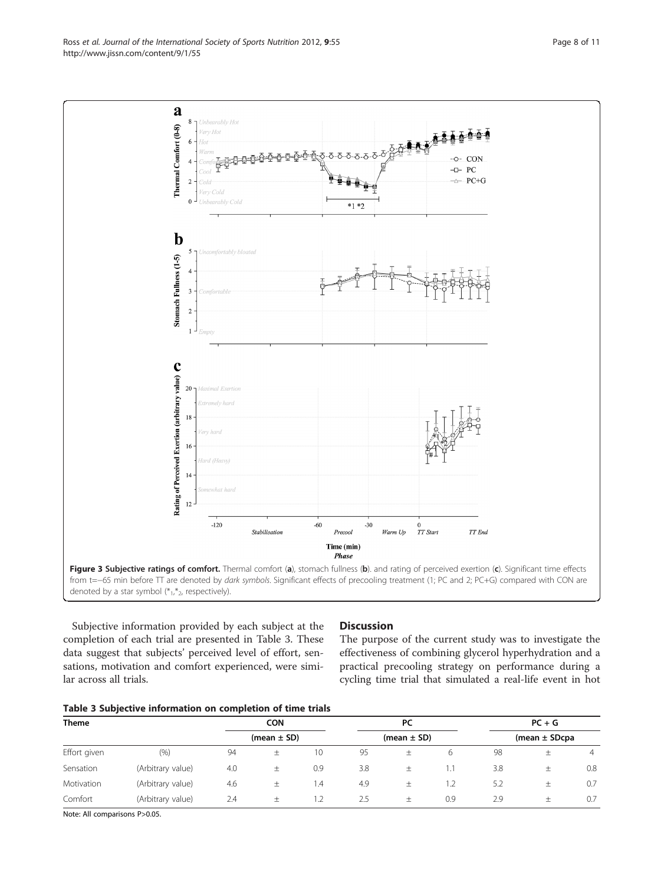Figure 3 Subjective ratings of comfort. Thermal comfort (a), stomach fullness (b). and rating of perceived exertion (c). Significant time effects from t=−65 min before TT are denoted by *dark symbols*. Significant effects of precooling treatment (1; PC and 2; PC+G) compared with CON are denoted by a star symbol ($*_1$,$*_2$, respectively).

Subjective information provided by each subject at the completion of each trial are presented in Table 3. These data suggest that subjects' perceived level of effort, sensations, motivation and comfort experienced, were similar across all trials.

## Discussion

The purpose of the current study was to investigate the effectiveness of combining glycerol hyperhydration and a practical precooling strategy on performance during a cycling time trial that simulated a real-life event in hot

**Table 3 Subjective information on completion of time trials**

| Theme | | CON | | | PC | | | PC + G | | |
|---|---|---|---|---|---|---|---|---|---|---|
| | | (mean ± SD) | | | (mean ± SD) | | | (mean ± SDcpa | | |
| Effort given | (%) | 94 | ± | 10 | 95 | ± | 6 | 98 | ± | 4 |
| Sensation | (Arbitrary value) | 4.0 | ± | 0.9 | 3.8 | ± | 1.1 | 3.8 | ± | 0.8 |
| Motivation | (Arbitrary value) | 4.6 | ± | 1.4 | 4.9 | ± | 1.2 | 5.2 | ± | 0.7 |
| Comfort | (Arbitrary value) | 2.4 | ± | 1.2 | 2.5 | ± | 0.9 | 2.9 | ± | 0.7 |

Note: All comparisons P>0.05.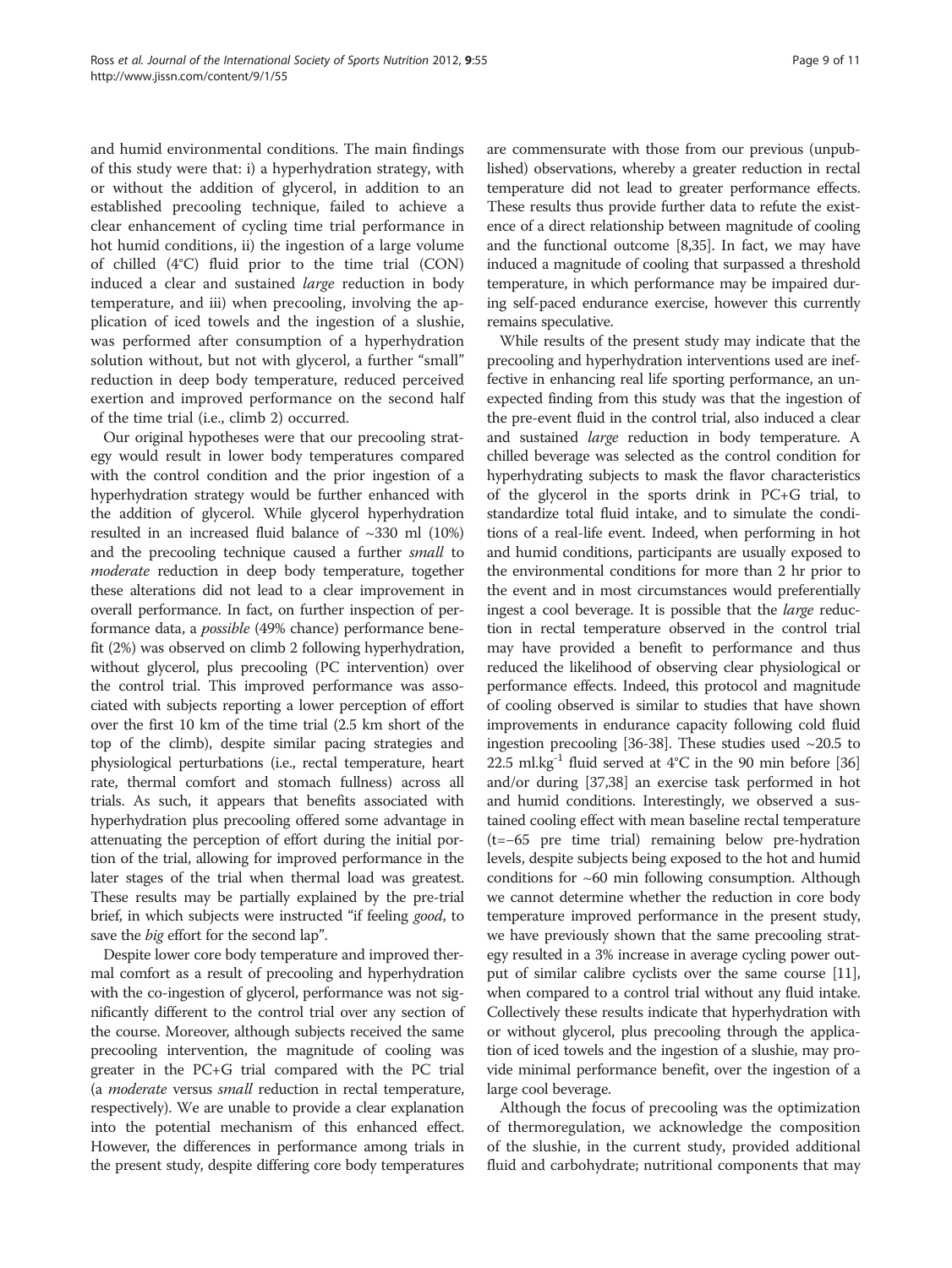and humid environmental conditions. The main findings of this study were that: i) a hyperhydration strategy, with or without the addition of glycerol, in addition to an established precooling technique, failed to achieve a clear enhancement of cycling time trial performance in hot humid conditions, ii) the ingestion of a large volume of chilled (4°C) fluid prior to the time trial (CON) induced a clear and sustained *large* reduction in body temperature, and iii) when precooling, involving the application of iced towels and the ingestion of a slushie, was performed after consumption of a hyperhydration solution without, but not with glycerol, a further "small" reduction in deep body temperature, reduced perceived exertion and improved performance on the second half of the time trial (i.e., climb 2) occurred.

Our original hypotheses were that our precooling strategy would result in lower body temperatures compared with the control condition and the prior ingestion of a hyperhydration strategy would be further enhanced with the addition of glycerol. While glycerol hyperhydration resulted in an increased fluid balance of ~330 ml (10%) and the precooling technique caused a further *small* to *moderate* reduction in deep body temperature, together these alterations did not lead to a clear improvement in overall performance. In fact, on further inspection of performance data, a *possible* (49% chance) performance benefit (2%) was observed on climb 2 following hyperhydration, without glycerol, plus precooling (PC intervention) over the control trial. This improved performance was associated with subjects reporting a lower perception of effort over the first 10 km of the time trial (2.5 km short of the top of the climb), despite similar pacing strategies and physiological perturbations (i.e., rectal temperature, heart rate, thermal comfort and stomach fullness) across all trials. As such, it appears that benefits associated with hyperhydration plus precooling offered some advantage in attenuating the perception of effort during the initial portion of the trial, allowing for improved performance in the later stages of the trial when thermal load was greatest. These results may be partially explained by the pre-trial brief, in which subjects were instructed "if feeling *good*, to save the *big* effort for the second lap".

Despite lower core body temperature and improved thermal comfort as a result of precooling and hyperhydration with the co-ingestion of glycerol, performance was not significantly different to the control trial over any section of the course. Moreover, although subjects received the same precooling intervention, the magnitude of cooling was greater in the PC+G trial compared with the PC trial (a *moderate* versus *small* reduction in rectal temperature, respectively). We are unable to provide a clear explanation into the potential mechanism of this enhanced effect. However, the differences in performance among trials in the present study, despite differing core body temperatures are commensurate with those from our previous (unpublished) observations, whereby a greater reduction in rectal temperature did not lead to greater performance effects. These results thus provide further data to refute the existence of a direct relationship between magnitude of cooling and the functional outcome [8,35]. In fact, we may have induced a magnitude of cooling that surpassed a threshold temperature, in which performance may be impaired during self-paced endurance exercise, however this currently remains speculative.

While results of the present study may indicate that the precooling and hyperhydration interventions used are ineffective in enhancing real life sporting performance, an unexpected finding from this study was that the ingestion of the pre-event fluid in the control trial, also induced a clear and sustained *large* reduction in body temperature. A chilled beverage was selected as the control condition for hyperhydrating subjects to mask the flavor characteristics of the glycerol in the sports drink in PC+G trial, to standardize total fluid intake, and to simulate the conditions of a real-life event. Indeed, when performing in hot and humid conditions, participants are usually exposed to the environmental conditions for more than 2 hr prior to the event and in most circumstances would preferentially ingest a cool beverage. It is possible that the *large* reduction in rectal temperature observed in the control trial may have provided a benefit to performance and thus reduced the likelihood of observing clear physiological or performance effects. Indeed, this protocol and magnitude of cooling observed is similar to studies that have shown improvements in endurance capacity following cold fluid ingestion precooling [36-38]. These studies used ~20.5 to 22.5 $ml.kg^{-1}$ fluid served at 4°C in the 90 min before [36] and/or during [37,38] an exercise task performed in hot and humid conditions. Interestingly, we observed a sustained cooling effect with mean baseline rectal temperature (t=−65 pre time trial) remaining below pre-hydration levels, despite subjects being exposed to the hot and humid conditions for ~60 min following consumption. Although we cannot determine whether the reduction in core body temperature improved performance in the present study, we have previously shown that the same precooling strategy resulted in a 3% increase in average cycling power output of similar calibre cyclists over the same course [11], when compared to a control trial without any fluid intake. Collectively these results indicate that hyperhydration with or without glycerol, plus precooling through the application of iced towels and the ingestion of a slushie, may provide minimal performance benefit, over the ingestion of a large cool beverage.

Although the focus of precooling was the optimization of thermoregulation, we acknowledge the composition of the slushie, in the current study, provided additional fluid and carbohydrate; nutritional components that may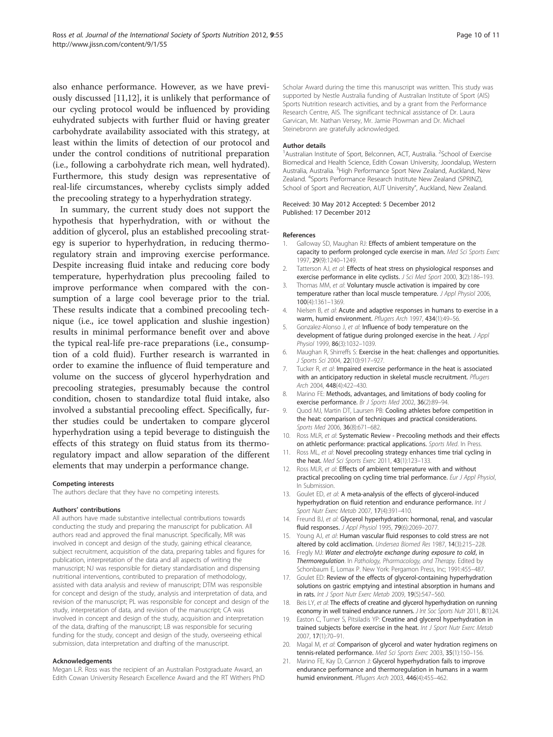also enhance performance. However, as we have previously discussed [11,12], it is unlikely that performance of our cycling protocol would be influenced by providing euhydrated subjects with further fluid or having greater carbohydrate availability associated with this strategy, at least within the limits of detection of our protocol and under the control conditions of nutritional preparation (i.e., following a carbohydrate rich mean, well hydrated). Furthermore, this study design was representative of real-life circumstances, whereby cyclists simply added the precooling strategy to a hyperhydration strategy.

In summary, the current study does not support the hypothesis that hyperhydration, with or without the addition of glycerol, plus an established precooling strategy is superior to hyperhydration, in reducing thermoregulatory strain and improving exercise performance. Despite increasing fluid intake and reducing core body temperature, hyperhydration plus precooling failed to improve performance when compared with the consumption of a large cool beverage prior to the trial. These results indicate that a combined precooling technique (i.e., ice towel application and slushie ingestion) results in minimal performance benefit over and above the typical real-life pre-race preparations (i.e., consumption of a cold fluid). Further research is warranted in order to examine the influence of fluid temperature and volume on the success of glycerol hyperhydration and precooling strategies, presumably because the control condition, chosen to standardize total fluid intake, also involved a substantial precooling effect. Specifically, further studies could be undertaken to compare glycerol hyperhydration using a tepid beverage to distinguish the effects of this strategy on fluid status from its thermoregulatory impact and allow separation of the different elements that may underpin a performance change.

#### Competing interests
The authors declare that they have no competing interests.

#### Authors' contributions
All authors have made substantive intellectual contributions towards conducting the study and preparing the manuscript for publication. All authors read and approved the final manuscript. Specifically, MR was involved in concept and design of the study, gaining ethical clearance, subject recruitment, acquisition of the data, preparing tables and figures for publication, interpretation of the data and all aspects of writing the manuscript; NJ was responsible for dietary standardisation and dispensing nutritional interventions, contributed to preparation of methodology, assisted with data analysis and review of manuscript; DTM was responsible for concept and design of the study, analysis and interpretation of data, and revision of the manuscript; PL was responsible for concept and design of the study, interpretation of data, and revision of the manuscript; CA was involved in concept and design of the study, acquisition and interpretation of the data, drafting of the manuscript; LB was responsible for securing funding for the study, concept and design of the study, overseeing ethical submission, data interpretation and drafting of the manuscript.

#### Acknowledgements
Megan L.R. Ross was the recipient of an Australian Postgraduate Award, an Edith Cowan University Research Excellence Award and the RT Withers PhD Scholar Award during the time this manuscript was written. This study was supported by Nestle Australia funding of Australian Institute of Sport (AIS) Sports Nutrition research activities, and by a grant from the Performance Research Centre, AIS. The significant technical assistance of Dr. Laura Garvican, Mr. Nathan Versey, Mr. Jamie Plowman and Dr. Michael Steinebronn are gratefully acknowledged.

#### Author details
[1]Australian Institute of Sport, Belconnen, ACT, Australia. [2]School of Exercise Biomedical and Health Science, Edith Cowan University, Joondalup, Western Australia, Australia. [3]High Performance Sport New Zealand, Auckland, New Zealand. [4]Sports Performance Research Institute New Zealand (SPRINZ), School of Sport and Recreation, AUT University", Auckland, New Zealand.

Received: 30 May 2012 Accepted: 5 December 2012
Published: 17 December 2012

#### References
1. Galloway SD, Maughan RJ: **Effects of ambient temperature on the capacity to perform prolonged cycle exercise in man.** *Med Sci Sports Exerc* 1997, **29**(9):1240–1249.
2. Tatterson AJ, *et al*: **Effects of heat stress on physiological responses and exercise performance in elite cyclists.** *J Sci Med Sport* 2000, **3**(2):186–193.
3. Thomas MM, *et al*: **Voluntary muscle activation is impaired by core temperature rather than local muscle temperature.** *J Appl Physiol* 2006, **100**(4):1361–1369.
4. Nielsen B, *et al*: **Acute and adaptive responses in humans to exercise in a warm, humid environment.** *Pflugers Arch* 1997, **434**(1):49–56.
5. Gonzalez-Alonso J, *et al*: **Influence of body temperature on the development of fatigue during prolonged exercise in the heat.** *J Appl Physiol* 1999, **86**(3):1032–1039.
6. Maughan R, Shirreffs S: **Exercise in the heat: challenges and opportunities.** *J Sports Sci* 2004, **22**(10):917–927.
7. Tucker R, *et al*: **Impaired exercise performance in the heat is associated with an anticipatory reduction in skeletal muscle recruitment.** *Pflugers Arch* 2004, **448**(4):422–430.
8. Marino FE: **Methods, advantages, and limitations of body cooling for exercise performance.** *Br J Sports Med* 2002, **36**(2):89–94.
9. Quod MJ, Martin DT, Laursen PB: **Cooling athletes before competition in the heat: comparison of techniques and practical considerations.** *Sports Med* 2006, **36**(8):671–682.
10. Ross MLR, *et al*: **Systematic Review - Precooling methods and their effects on athletic performance: practical applications.** *Sports Med*. In Press.
11. Ross ML, *et al*: **Novel precooling strategy enhances time trial cycling in the heat.** *Med Sci Sports Exerc* 2011, **43**(1):123–133.
12. Ross MLR, *et al*: **Effects of ambient temperature with and without practical precooling on cycling time trial performance.** *Eur J Appl Physiol*, In Submission.
13. Goulet ED, *et al*: **A meta-analysis of the effects of glycerol-induced hyperhydration on fluid retention and endurance performance.** *Int J Sport Nutr Exerc Metab* 2007, **17**(4):391–410.
14. Freund BJ, *et al*: **Glycerol hyperhydration: hormonal, renal, and vascular fluid responses.** *J Appl Physiol* 1995, **79**(6):2069–2077.
15. Young AJ, *et al*: **Human vascular fluid responses to cold stress are not altered by cold acclimation.** *Undersea Biomed Res* 1987, **14**(3):215–228.
16. Fregly MJ: ***Water and electrolyte exchange during exposure to cold***, in ***Thermoregulation***. In *Pathology, Pharmacology, and Therapy*. Edited by Schonbaum E, Lomax P. New York: Pergamon Press, Inc; 1991:455–487.
17. Goulet ED: **Review of the effects of glycerol-containing hyperhydration solutions on gastric emptying and intestinal absorption in humans and in rats.** *Int J Sport Nutr Exerc Metab* 2009, **19**(5):547–560.
18. Beis LY, *et al*: **The effects of creatine and glycerol hyperhydration on running economy in well trained endurance runners.** *J Int Soc Sports Nutr* 2011, **8**(1):24.
19. Easton C, Turner S, Pitsiladis YP: **Creatine and glycerol hyperhydration in trained subjects before exercise in the heat.** *Int J Sport Nutr Exerc Metab* 2007, **17**(1):70–91.
20. Magal M, *et al*: **Comparison of glycerol and water hydration regimens on tennis-related performance.** *Med Sci Sports Exerc* 2003, **35**(1):150–156.
21. Marino FE, Kay D, Cannon J: **Glycerol hyperhydration fails to improve endurance performance and thermoregulation in humans in a warm humid environment.** *Pflugers Arch* 2003, **446**(4):455–462.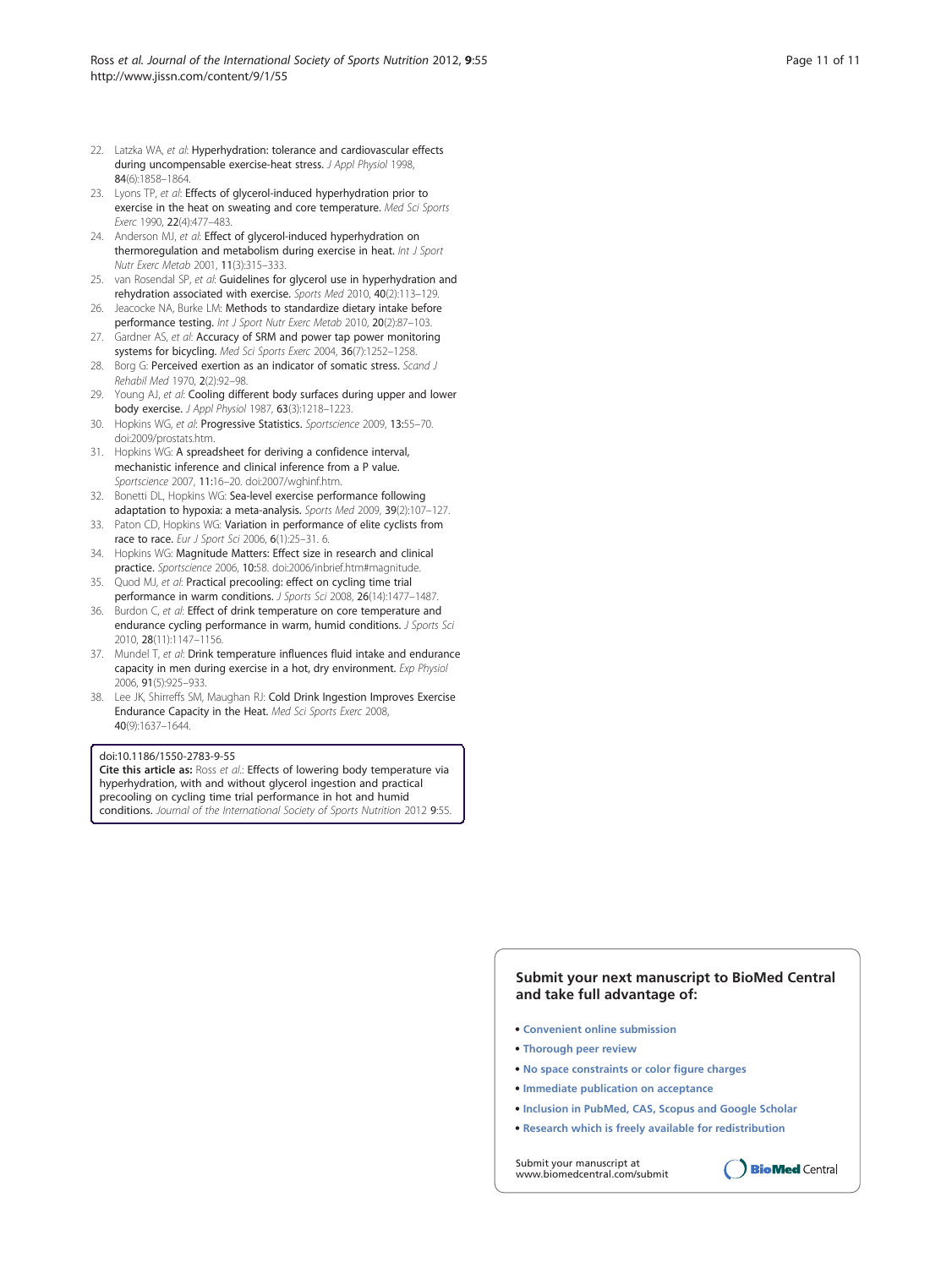22. Latzka WA, *et al*: Hyperhydration: tolerance and cardiovascular effects during uncompensable exercise-heat stress. *J Appl Physiol* 1998, **84**(6):1858–1864.
23. Lyons TP, *et al*: Effects of glycerol-induced hyperhydration prior to exercise in the heat on sweating and core temperature. *Med Sci Sports Exerc* 1990, **22**(4):477–483.
24. Anderson MJ, *et al*: Effect of glycerol-induced hyperhydration on thermoregulation and metabolism during exercise in heat. *Int J Sport Nutr Exerc Metab* 2001, **11**(3):315–333.
25. van Rosendal SP, *et al*: Guidelines for glycerol use in hyperhydration and rehydration associated with exercise. *Sports Med* 2010, **40**(2):113–129.
26. Jeacocke NA, Burke LM: Methods to standardize dietary intake before performance testing. *Int J Sport Nutr Exerc Metab* 2010, **20**(2):87–103.
27. Gardner AS, *et al*: Accuracy of SRM and power tap power monitoring systems for bicycling. *Med Sci Sports Exerc* 2004, **36**(7):1252–1258.
28. Borg G: Perceived exertion as an indicator of somatic stress. *Scand J Rehabil Med* 1970, **2**(2):92–98.
29. Young AJ, *et al*: Cooling different body surfaces during upper and lower body exercise. *J Appl Physiol* 1987, **63**(3):1218–1223.
30. Hopkins WG, *et al*: Progressive Statistics. *Sportscience* 2009, **13**:55–70. doi:2009/prostats.htm.
31. Hopkins WG: A spreadsheet for deriving a confidence interval, mechanistic inference and clinical inference from a P value. *Sportscience* 2007, **11**:16–20. doi:2007/wghinf.htm.
32. Bonetti DL, Hopkins WG: Sea-level exercise performance following adaptation to hypoxia: a meta-analysis. *Sports Med* 2009, **39**(2):107–127.
33. Paton CD, Hopkins WG: Variation in performance of elite cyclists from race to race. *Eur J Sport Sci* 2006, **6**(1):25–31. 6.
34. Hopkins WG: Magnitude Matters: Effect size in research and clinical practice. *Sportscience* 2006, **10**:58. doi:2006/inbrief.htm#magnitude.
35. Quod MJ, *et al*: Practical precooling: effect on cycling time trial performance in warm conditions. *J Sports Sci* 2008, **26**(14):1477–1487.
36. Burdon C, *et al*: Effect of drink temperature on core temperature and endurance cycling performance in warm, humid conditions. *J Sports Sci* 2010, **28**(11):1147–1156.
37. Mundel T, *et al*: Drink temperature influences fluid intake and endurance capacity in men during exercise in a hot, dry environment. *Exp Physiol* 2006, **91**(5):925–933.
38. Lee JK, Shirreffs SM, Maughan RJ: Cold Drink Ingestion Improves Exercise Endurance Capacity in the Heat. *Med Sci Sports Exerc* 2008, **40**(9):1637–1644.

doi:10.1186/1550-2783-9-55

**Cite this article as:** Ross *et al.*: Effects of lowering body temperature via hyperhydration, with and without glycerol ingestion and practical precooling on cycling time trial performance in hot and humid conditions. *Journal of the International Society of Sports Nutrition* 2012 **9**:55.

**Submit your next manuscript to BioMed Central and take full advantage of:**

- **Convenient online submission**
- **Thorough peer review**
- **No space constraints or color figure charges**
- **Immediate publication on acceptance**
- **Inclusion in PubMed, CAS, Scopus and Google Scholar**
- **Research which is freely available for redistribution**

Submit your manuscript at www.biomedcentral.com/submit

BioMed Central